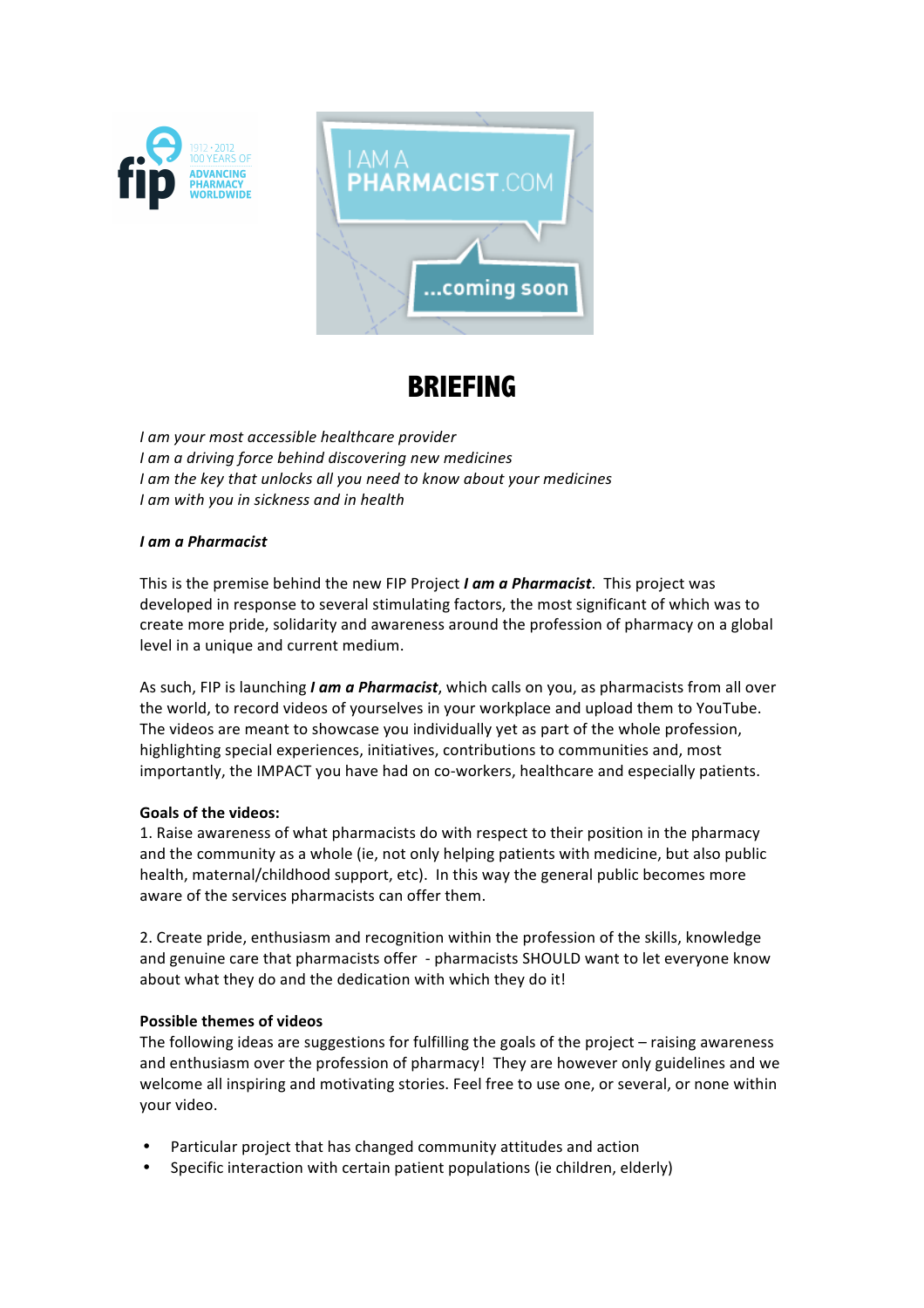# BRIEFING

*I am your most accessible healthcare provider*
*I am a driving force behind discovering new medicines*
*I am the key that unlocks all you need to know about your medicines*
*I am with you in sickness and in health*

***I am a Pharmacist***

This is the premise behind the new FIP Project ***I am a Pharmacist***. This project was developed in response to several stimulating factors, the most significant of which was to create more pride, solidarity and awareness around the profession of pharmacy on a global level in a unique and current medium.

As such, FIP is launching ***I am a Pharmacist***, which calls on you, as pharmacists from all over the world, to record videos of yourselves in your workplace and upload them to YouTube. The videos are meant to showcase you individually yet as part of the whole profession, highlighting special experiences, initiatives, contributions to communities and, most importantly, the IMPACT you have had on co-workers, healthcare and especially patients.

**Goals of the videos:**

1. Raise awareness of what pharmacists do with respect to their position in the pharmacy and the community as a whole (ie, not only helping patients with medicine, but also public health, maternal/childhood support, etc). In this way the general public becomes more aware of the services pharmacists can offer them.

2. Create pride, enthusiasm and recognition within the profession of the skills, knowledge and genuine care that pharmacists offer - pharmacists SHOULD want to let everyone know about what they do and the dedication with which they do it!

**Possible themes of videos**

The following ideas are suggestions for fulfilling the goals of the project – raising awareness and enthusiasm over the profession of pharmacy! They are however only guidelines and we welcome all inspiring and motivating stories. Feel free to use one, or several, or none within your video.

- Particular project that has changed community attitudes and action
- Specific interaction with certain patient populations (ie children, elderly)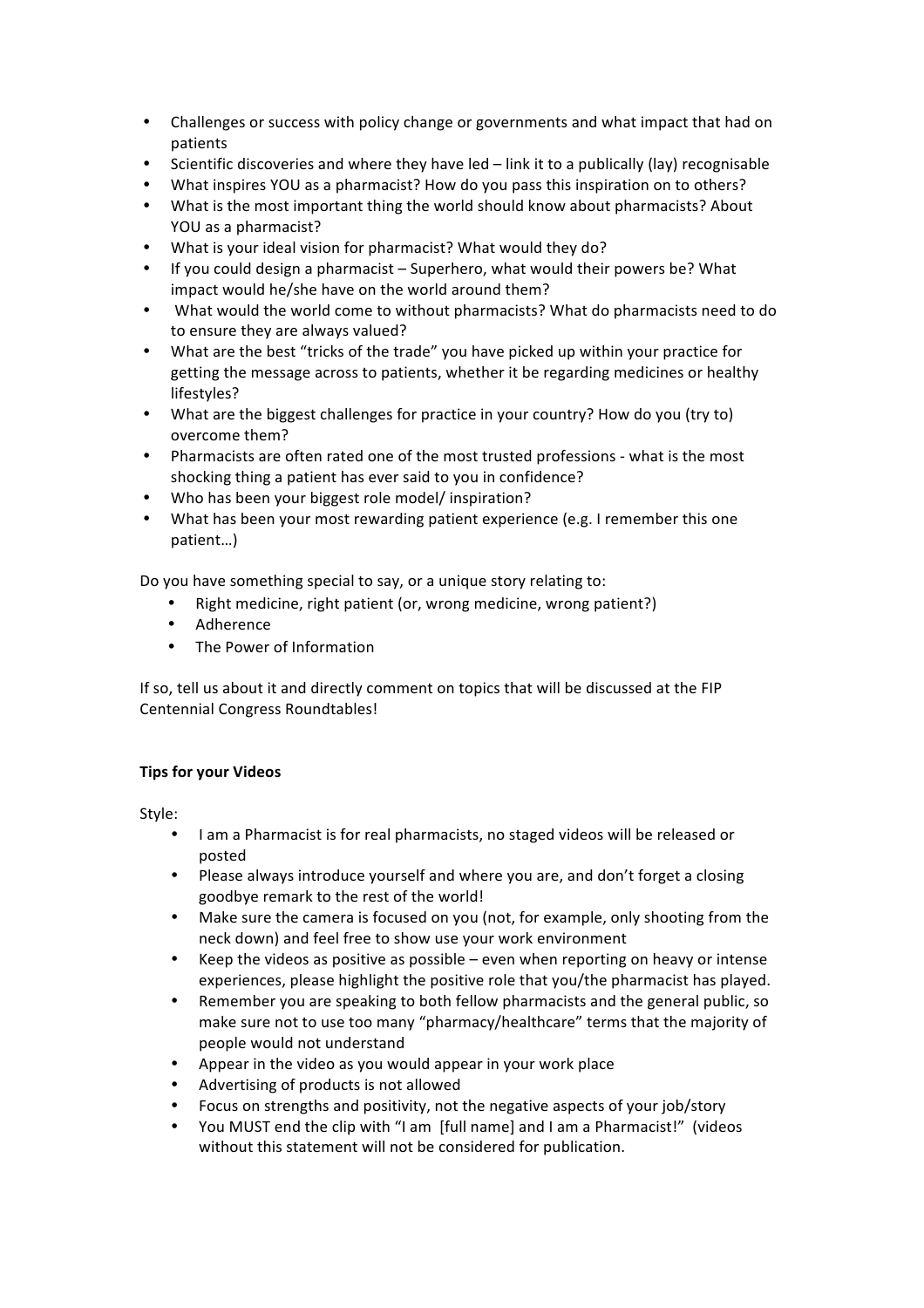- Challenges or success with policy change or governments and what impact that had on patients
- Scientific discoveries and where they have led – link it to a publically (lay) recognisable
- What inspires YOU as a pharmacist? How do you pass this inspiration on to others?
- What is the most important thing the world should know about pharmacists? About YOU as a pharmacist?
- What is your ideal vision for pharmacist? What would they do?
- If you could design a pharmacist – Superhero, what would their powers be? What impact would he/she have on the world around them?
- What would the world come to without pharmacists? What do pharmacists need to do to ensure they are always valued?
- What are the best "tricks of the trade" you have picked up within your practice for getting the message across to patients, whether it be regarding medicines or healthy lifestyles?
- What are the biggest challenges for practice in your country? How do you (try to) overcome them?
- Pharmacists are often rated one of the most trusted professions - what is the most shocking thing a patient has ever said to you in confidence?
- Who has been your biggest role model/ inspiration?
- What has been your most rewarding patient experience (e.g. I remember this one patient…)

Do you have something special to say, or a unique story relating to:

- Right medicine, right patient (or, wrong medicine, wrong patient?)
- Adherence
- The Power of Information

If so, tell us about it and directly comment on topics that will be discussed at the FIP Centennial Congress Roundtables!

**Tips for your Videos**

Style:

- I am a Pharmacist is for real pharmacists, no staged videos will be released or posted
- Please always introduce yourself and where you are, and don't forget a closing goodbye remark to the rest of the world!
- Make sure the camera is focused on you (not, for example, only shooting from the neck down) and feel free to show use your work environment
- Keep the videos as positive as possible – even when reporting on heavy or intense experiences, please highlight the positive role that you/the pharmacist has played.
- Remember you are speaking to both fellow pharmacists and the general public, so make sure not to use too many "pharmacy/healthcare" terms that the majority of people would not understand
- Appear in the video as you would appear in your work place
- Advertising of products is not allowed
- Focus on strengths and positivity, not the negative aspects of your job/story
- You MUST end the clip with "I am [full name] and I am a Pharmacist!" (videos without this statement will not be considered for publication.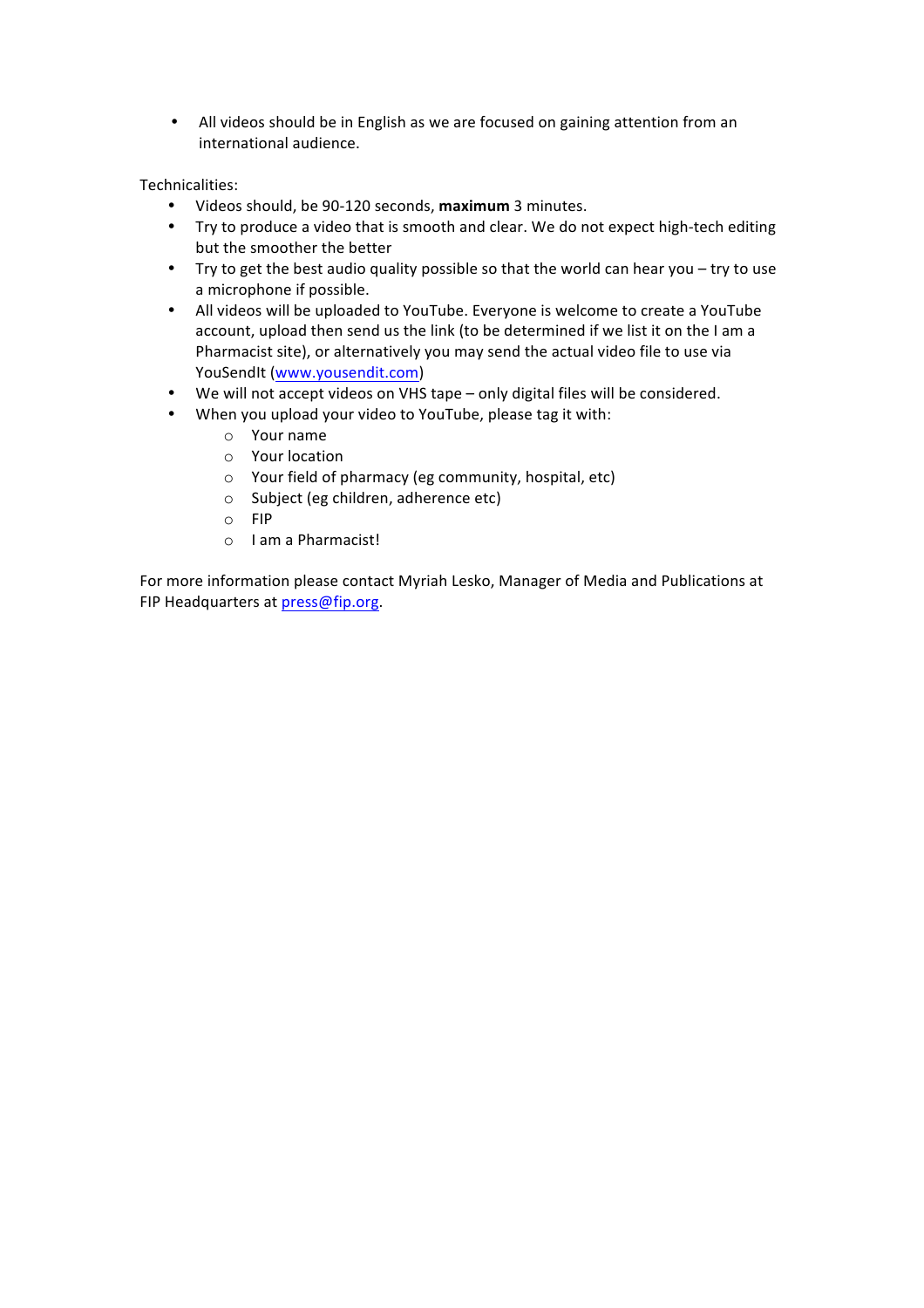- All videos should be in English as we are focused on gaining attention from an international audience.

Technicalities:

- Videos should, be 90-120 seconds, **maximum** 3 minutes.
- Try to produce a video that is smooth and clear. We do not expect high-tech editing but the smoother the better
- Try to get the best audio quality possible so that the world can hear you – try to use a microphone if possible.
- All videos will be uploaded to YouTube. Everyone is welcome to create a YouTube account, upload then send us the link (to be determined if we list it on the I am a Pharmacist site), or alternatively you may send the actual video file to use via YouSendIt (www.yousendit.com)
- We will not accept videos on VHS tape – only digital files will be considered.
- When you upload your video to YouTube, please tag it with:
  - Your name
  - Your location
  - Your field of pharmacy (eg community, hospital, etc)
  - Subject (eg children, adherence etc)
  - FIP
  - I am a Pharmacist!

For more information please contact Myriah Lesko, Manager of Media and Publications at FIP Headquarters at press@fip.org.